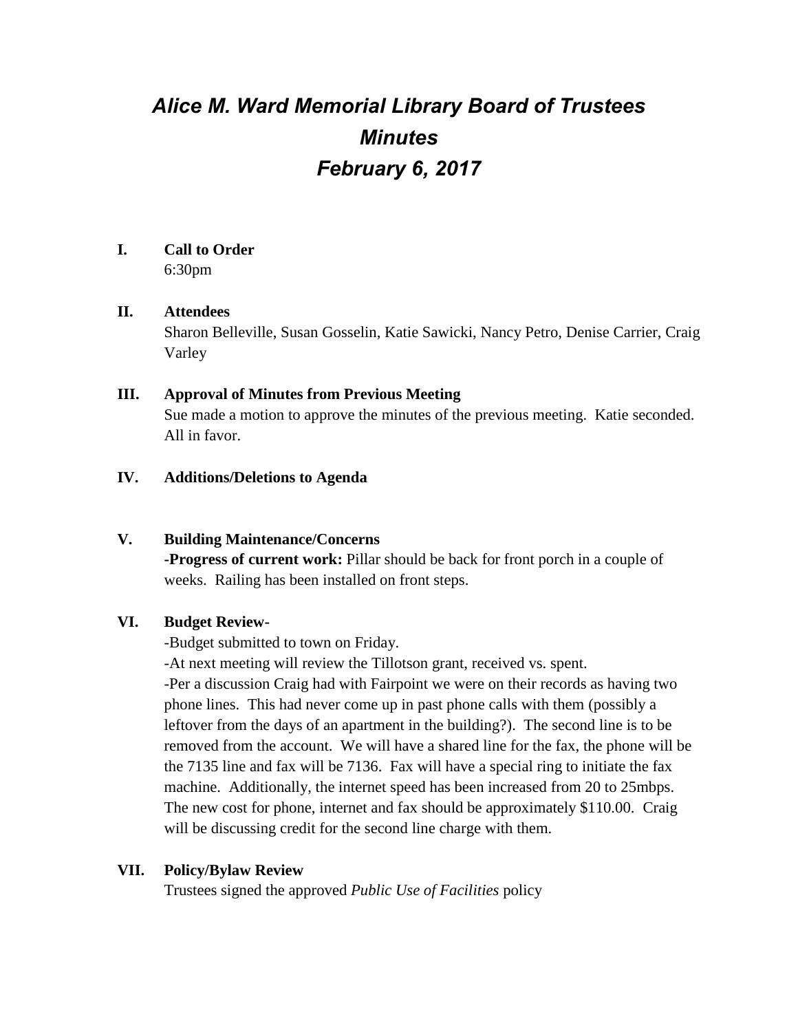# *Alice M. Ward Memorial Library Board of Trustees Minutes February 6, 2017*

## I. Call to Order

6:30pm

## II. Attendees

Sharon Belleville, Susan Gosselin, Katie Sawicki, Nancy Petro, Denise Carrier, Craig Varley

## III. Approval of Minutes from Previous Meeting

Sue made a motion to approve the minutes of the previous meeting. Katie seconded. All in favor.

## IV. Additions/Deletions to Agenda

## V. Building Maintenance/Concerns

**-Progress of current work:** Pillar should be back for front porch in a couple of weeks. Railing has been installed on front steps.

## VI. Budget Review-

-Budget submitted to town on Friday.

-At next meeting will review the Tillotson grant, received vs. spent.

-Per a discussion Craig had with Fairpoint we were on their records as having two phone lines. This had never come up in past phone calls with them (possibly a leftover from the days of an apartment in the building?). The second line is to be removed from the account. We will have a shared line for the fax, the phone will be the 7135 line and fax will be 7136. Fax will have a special ring to initiate the fax machine. Additionally, the internet speed has been increased from 20 to 25mbps. The new cost for phone, internet and fax should be approximately $110.00. Craig will be discussing credit for the second line charge with them.

## VII. Policy/Bylaw Review

Trustees signed the approved *Public Use of Facilities* policy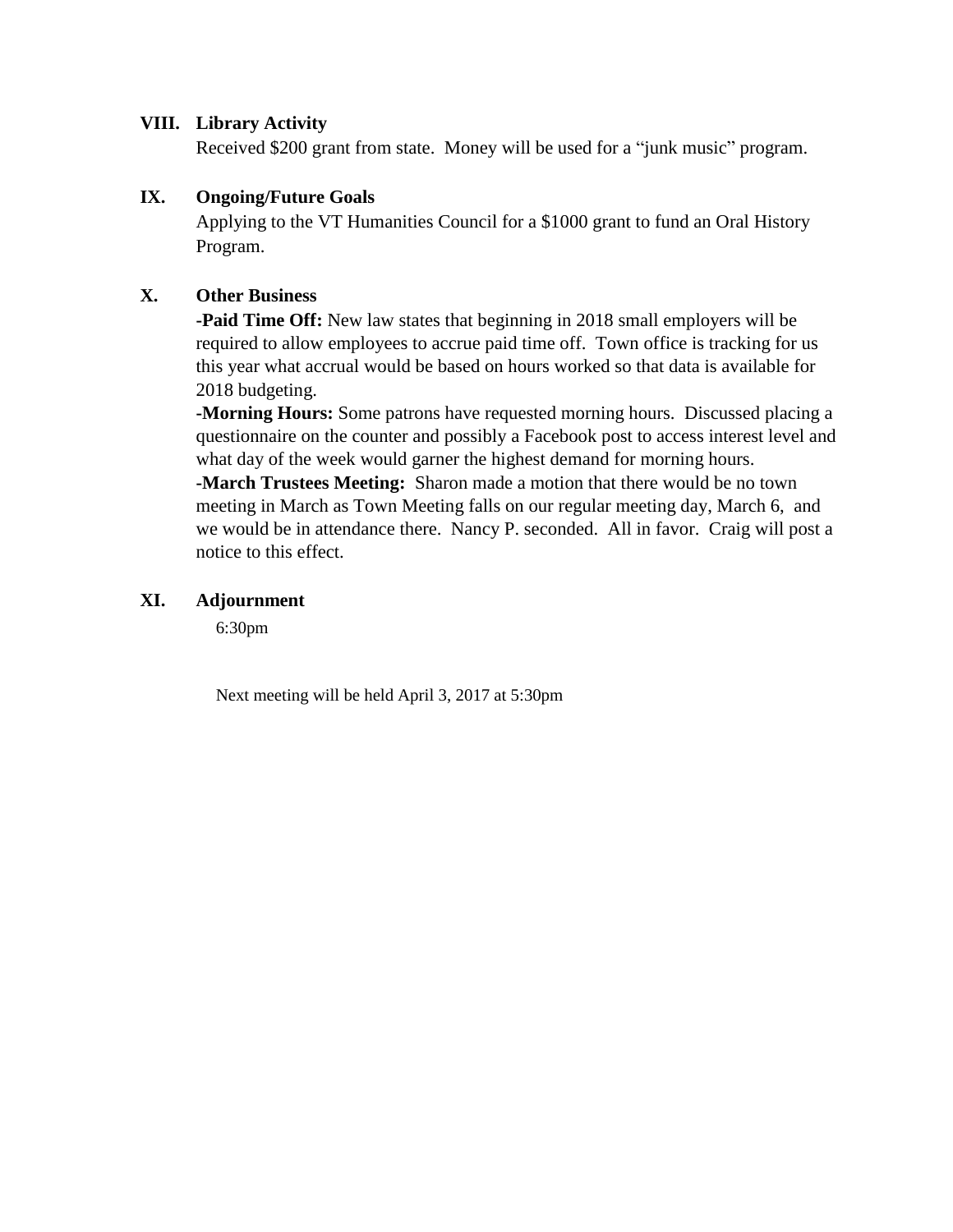## VIII. Library Activity

Received $200 grant from state. Money will be used for a "junk music" program.

## IX. Ongoing/Future Goals

Applying to the VT Humanities Council for a $1000 grant to fund an Oral History Program.

## X. Other Business

**-Paid Time Off:** New law states that beginning in 2018 small employers will be required to allow employees to accrue paid time off. Town office is tracking for us this year what accrual would be based on hours worked so that data is available for 2018 budgeting.

**-Morning Hours:** Some patrons have requested morning hours. Discussed placing a questionnaire on the counter and possibly a Facebook post to access interest level and what day of the week would garner the highest demand for morning hours.

**-March Trustees Meeting:** Sharon made a motion that there would be no town meeting in March as Town Meeting falls on our regular meeting day, March 6, and we would be in attendance there. Nancy P. seconded. All in favor. Craig will post a notice to this effect.

## XI. Adjournment

6:30pm

Next meeting will be held April 3, 2017 at 5:30pm